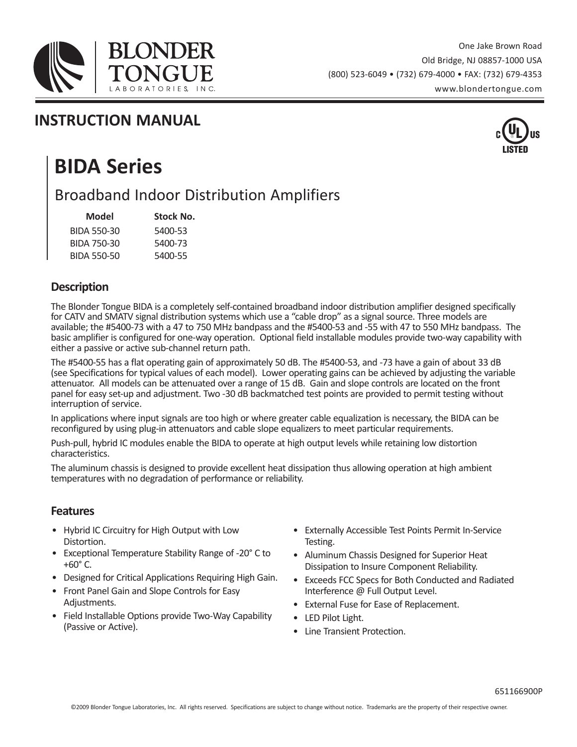BLONDER TONGUE LABORATORIES, INC.

One Jake Brown Road
Old Bridge, NJ 08857-1000 USA
(800) 523-6049 • (732) 679-4000 • FAX: (732) 679-4353
www.blondertongue.com

## INSTRUCTION MANUAL

C UL US LISTED

# BIDA Series

## Broadband Indoor Distribution Amplifiers

| Model | Stock No. |
|---|---|
| BIDA 550-30 | 5400-53 |
| BIDA 750-30 | 5400-73 |
| BIDA 550-50 | 5400-55 |

### Description

The Blonder Tongue BIDA is a completely self-contained broadband indoor distribution amplifier designed specifically for CATV and SMATV signal distribution systems which use a "cable drop" as a signal source. Three models are available; the #5400-73 with a 47 to 750 MHz bandpass and the #5400-53 and -55 with 47 to 550 MHz bandpass. The basic amplifier is configured for one-way operation. Optional field installable modules provide two-way capability with either a passive or active sub-channel return path.

The #5400-55 has a flat operating gain of approximately 50 dB. The #5400-53, and -73 have a gain of about 33 dB (see Specifications for typical values of each model). Lower operating gains can be achieved by adjusting the variable attenuator. All models can be attenuated over a range of 15 dB. Gain and slope controls are located on the front panel for easy set-up and adjustment. Two -30 dB backmatched test points are provided to permit testing without interruption of service.

In applications where input signals are too high or where greater cable equalization is necessary, the BIDA can be reconfigured by using plug-in attenuators and cable slope equalizers to meet particular requirements.

Push-pull, hybrid IC modules enable the BIDA to operate at high output levels while retaining low distortion characteristics.

The aluminum chassis is designed to provide excellent heat dissipation thus allowing operation at high ambient temperatures with no degradation of performance or reliability.

### Features

- Hybrid IC Circuitry for High Output with Low Distortion.
- Exceptional Temperature Stability Range of -20° C to +60° C.
- Designed for Critical Applications Requiring High Gain.
- Front Panel Gain and Slope Controls for Easy Adjustments.
- Field Installable Options provide Two-Way Capability (Passive or Active).
- Externally Accessible Test Points Permit In-Service Testing.
- Aluminum Chassis Designed for Superior Heat Dissipation to Insure Component Reliability.
- Exceeds FCC Specs for Both Conducted and Radiated Interference @ Full Output Level.
- External Fuse for Ease of Replacement.
- LED Pilot Light.
- Line Transient Protection.

651166900P

©2009 Blonder Tongue Laboratories, Inc. All rights reserved. Specifications are subject to change without notice. Trademarks are the property of their respective owner.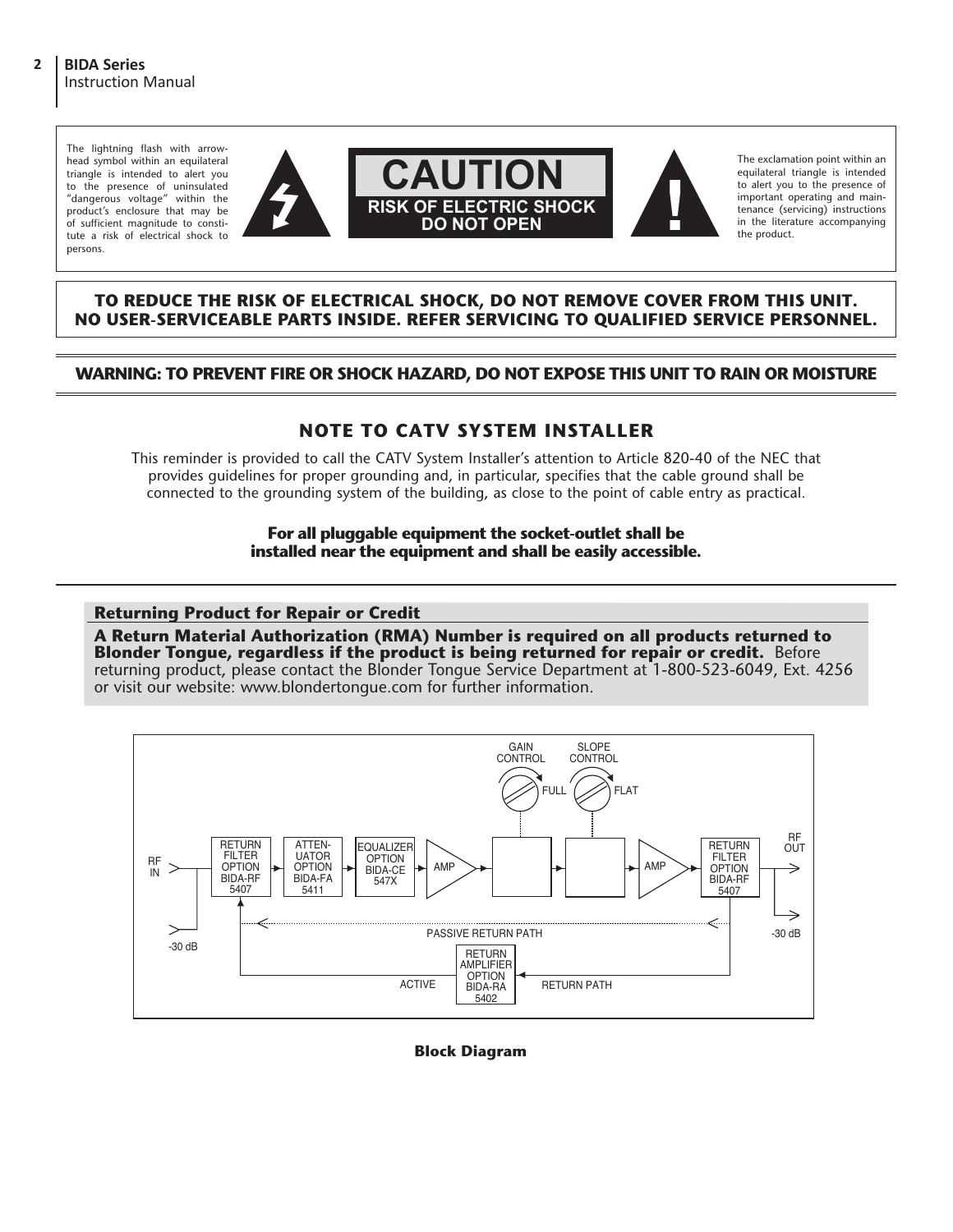The lightning flash with arrowhead symbol within an equilateral triangle is intended to alert you to the presence of uninsulated "dangerous voltage" within the product's enclosure that may be of sufficient magnitude to constitute a risk of electrical shock to persons.

**CAUTION**
**RISK OF ELECTRIC SHOCK**
**DO NOT OPEN**

The exclamation point within an equilateral triangle is intended to alert you to the presence of important operating and maintenance (servicing) instructions in the literature accompanying the product.

**TO REDUCE THE RISK OF ELECTRICAL SHOCK, DO NOT REMOVE COVER FROM THIS UNIT. NO USER-SERVICEABLE PARTS INSIDE. REFER SERVICING TO QUALIFIED SERVICE PERSONNEL.**

**WARNING: TO PREVENT FIRE OR SHOCK HAZARD, DO NOT EXPOSE THIS UNIT TO RAIN OR MOISTURE**

## NOTE TO CATV SYSTEM INSTALLER

This reminder is provided to call the CATV System Installer's attention to Article 820-40 of the NEC that provides guidelines for proper grounding and, in particular, specifies that the cable ground shall be connected to the grounding system of the building, as close to the point of cable entry as practical.

**For all pluggable equipment the socket-outlet shall be installed near the equipment and shall be easily accessible.**

### Returning Product for Repair or Credit

**A Return Material Authorization (RMA) Number is required on all products returned to Blonder Tongue, regardless if the product is being returned for repair or credit.** Before returning product, please contact the Blonder Tongue Service Department at 1-800-523-6049, Ext. 4256 or visit our website: www.blondertongue.com for further information.

GAIN CONTROL — FULL
SLOPE CONTROL — FLAT

RF IN → RETURN FILTER OPTION BIDA-RF 5407 → ATTENUATOR OPTION BIDA-FA 5411 → EQUALIZER OPTION BIDA-CE 547X → AMP → [GAIN] → [SLOPE] → AMP → RETURN FILTER OPTION BIDA-RF 5407 → RF OUT

-30 dB (input test point) / -30 dB (output test point)

PASSIVE RETURN PATH

ACTIVE RETURN PATH: RETURN AMPLIFIER OPTION BIDA-RA 5402

**Block Diagram**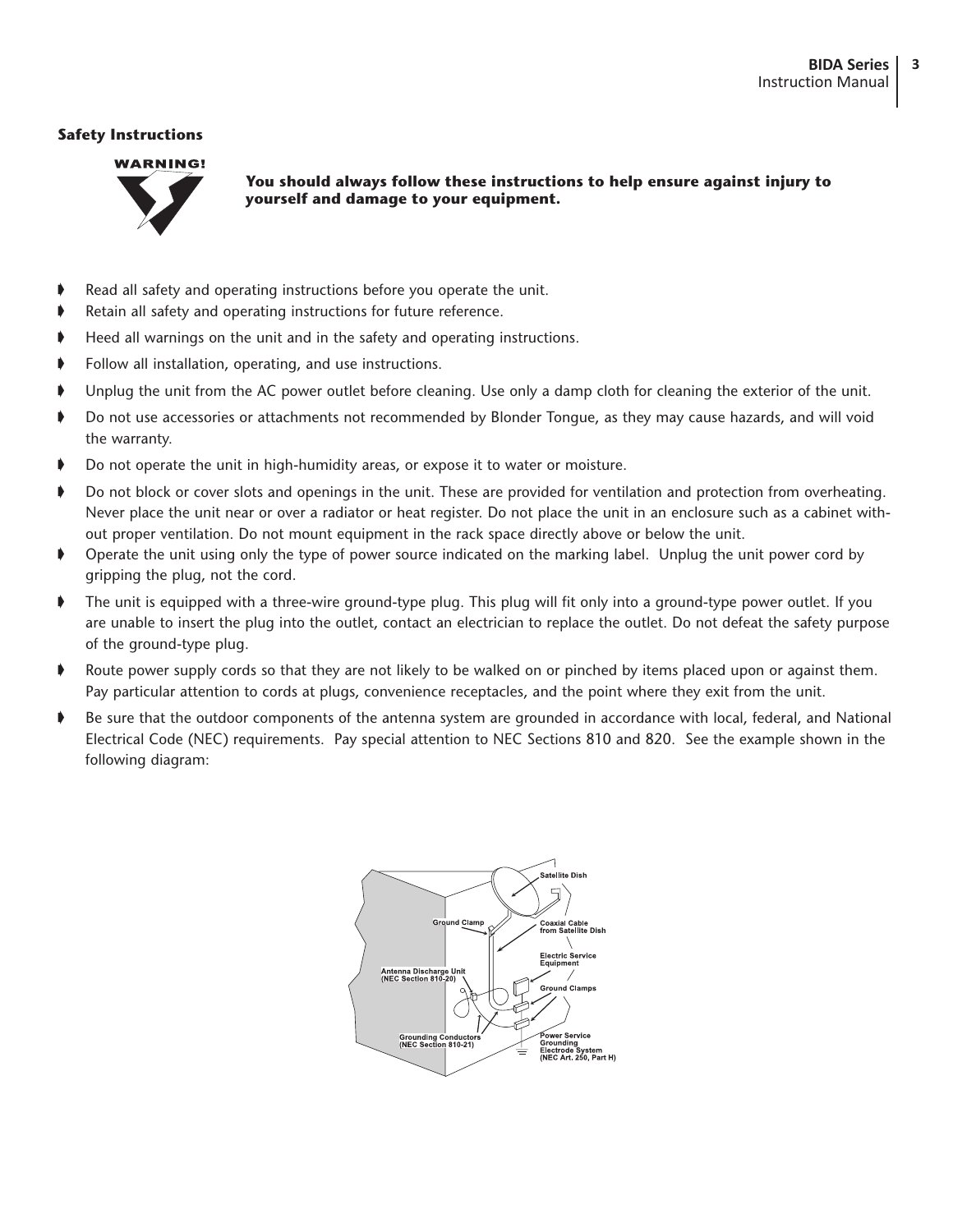## Safety Instructions

WARNING!

**You should always follow these instructions to help ensure against injury to yourself and damage to your equipment.**

- Read all safety and operating instructions before you operate the unit.
- Retain all safety and operating instructions for future reference.
- Heed all warnings on the unit and in the safety and operating instructions.
- Follow all installation, operating, and use instructions.
- Unplug the unit from the AC power outlet before cleaning. Use only a damp cloth for cleaning the exterior of the unit.
- Do not use accessories or attachments not recommended by Blonder Tongue, as they may cause hazards, and will void the warranty.
- Do not operate the unit in high-humidity areas, or expose it to water or moisture.
- Do not block or cover slots and openings in the unit. These are provided for ventilation and protection from overheating. Never place the unit near or over a radiator or heat register. Do not place the unit in an enclosure such as a cabinet without proper ventilation. Do not mount equipment in the rack space directly above or below the unit.
- Operate the unit using only the type of power source indicated on the marking label. Unplug the unit power cord by gripping the plug, not the cord.
- The unit is equipped with a three-wire ground-type plug. This plug will fit only into a ground-type power outlet. If you are unable to insert the plug into the outlet, contact an electrician to replace the outlet. Do not defeat the safety purpose of the ground-type plug.
- Route power supply cords so that they are not likely to be walked on or pinched by items placed upon or against them. Pay particular attention to cords at plugs, convenience receptacles, and the point where they exit from the unit.
- Be sure that the outdoor components of the antenna system are grounded in accordance with local, federal, and National Electrical Code (NEC) requirements. Pay special attention to NEC Sections 810 and 820. See the example shown in the following diagram:

Satellite Dish
Ground Clamp
Coaxial Cable from Satellite Dish
Electric Service Equipment
Antenna Discharge Unit (NEC Section 810-20)
Ground Clamps
Grounding Conductors (NEC Section 810-21)
Power Service Grounding Electrode System (NEC Art. 250, Part H)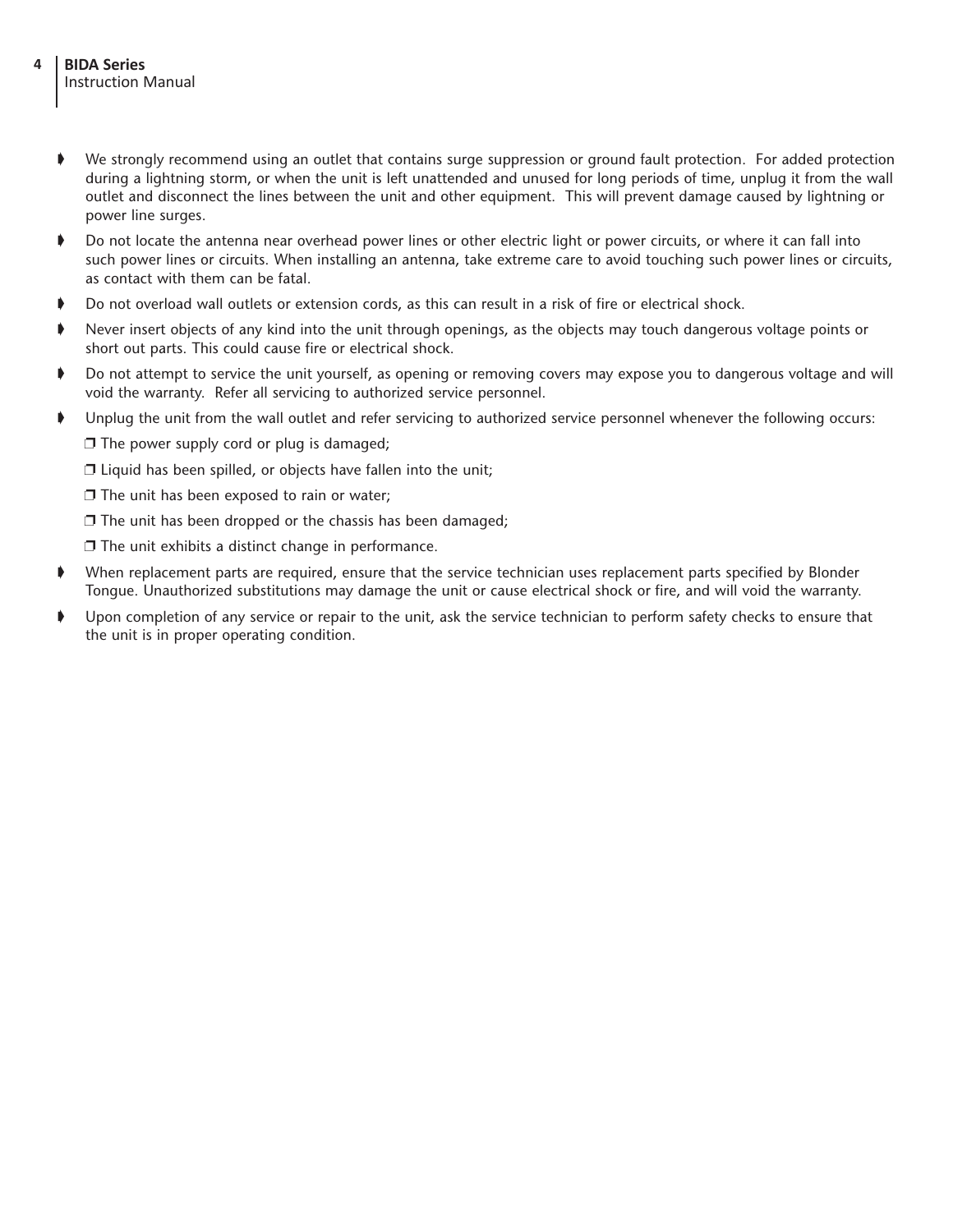- We strongly recommend using an outlet that contains surge suppression or ground fault protection. For added protection during a lightning storm, or when the unit is left unattended and unused for long periods of time, unplug it from the wall outlet and disconnect the lines between the unit and other equipment. This will prevent damage caused by lightning or power line surges.
- Do not locate the antenna near overhead power lines or other electric light or power circuits, or where it can fall into such power lines or circuits. When installing an antenna, take extreme care to avoid touching such power lines or circuits, as contact with them can be fatal.
- Do not overload wall outlets or extension cords, as this can result in a risk of fire or electrical shock.
- Never insert objects of any kind into the unit through openings, as the objects may touch dangerous voltage points or short out parts. This could cause fire or electrical shock.
- Do not attempt to service the unit yourself, as opening or removing covers may expose you to dangerous voltage and will void the warranty. Refer all servicing to authorized service personnel.
- Unplug the unit from the wall outlet and refer servicing to authorized service personnel whenever the following occurs:
  - ❒ The power supply cord or plug is damaged;
  - ❒ Liquid has been spilled, or objects have fallen into the unit;
  - ❒ The unit has been exposed to rain or water;
  - ❒ The unit has been dropped or the chassis has been damaged;
  - ❒ The unit exhibits a distinct change in performance.
- When replacement parts are required, ensure that the service technician uses replacement parts specified by Blonder Tongue. Unauthorized substitutions may damage the unit or cause electrical shock or fire, and will void the warranty.
- Upon completion of any service or repair to the unit, ask the service technician to perform safety checks to ensure that the unit is in proper operating condition.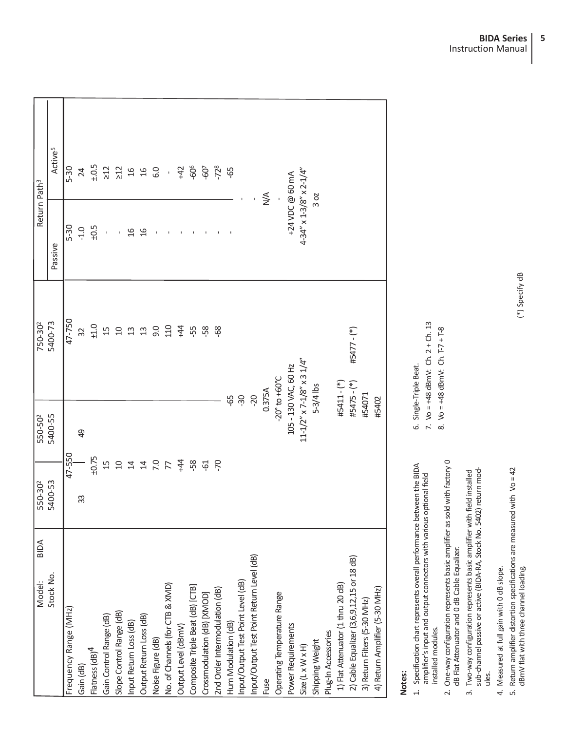| Model: BIDA<br>Stock No. | 550-30[2]<br>5400-53 | 550-50[2]<br>5400-55 | 750-30[2]<br>5400-73 | Return Path[3]<br>Passive | Return Path[3]<br>Active[5] |
|---|---|---|---|---|---|
| Frequency Range (MHz) | 47-550 | 47-550 | 47-750 | 5-30 | 5-30 |
| Gain (dB) | 33 | 49 | 32 | -1.0 | 24 |
| Flatness (dB)[4] | ±0.75 | ±0.75 | ±1.0 | ±0.5 | ±0.5 |
| Gain Control Range (dB) | 15 | 15 | 15 | - | ≥12 |
| Slope Control Range (dB) | 10 | 10 | 10 | - | ≥12 |
| Input Return Loss (dB) | 14 | 14 | 13 | 16 | 16 |
| Output Return Loss (dB) | 14 | 14 | 13 | 16 | 16 |
| Noise Figure (dB) | 7.0 | 7.0 | 9.0 | - | 6.0 |
| No. of Channels (for CTB & XMD) | 77 | 77 | 110 | - | - |
| Output Level (dBmV) | +44 | +44 | +44 | - | +42 |
| Composite Triple Beat (dB) [CTB] | -58 | -58 | -55 | - | -60[6] |
| Crossmodulation (dB) [XMOD] | -61 | -61 | -58 | - | -60[7] |
| 2nd Order Intermodulation (dB) | -70 | -70 | -68 | - | -72[8] |
| Hum Modulation (dB) | -65 | -65 | -65 | - | -65 |
| Input/Output Test Point Level (dB) | -30 | -30 | -30 | - | - |
| Input/Output Test Point Return Level (dB) | -20 | -20 | -20 | - | - |
| Fuse | 0.375A | 0.375A | 0.375A | N/A | N/A |
| Operating Temperature Range | -20° to +60°C | -20° to +60°C | -20° to +60°C | - | - |
| Power Requirements | 105 - 130 VAC, 60 Hz | 105 - 130 VAC, 60 Hz | 105 - 130 VAC, 60 Hz | +24 VDC @ 60 mA | +24 VDC @ 60 mA |
| Size (L x W x H) | 11-1/2" x 7-1/8" x 3 1/4" | 11-1/2" x 7-1/8" x 3 1/4" | 11-1/2" x 7-1/8" x 3 1/4" | 4-34" x 1-3/8" x 2-1/4" | 4-34" x 1-3/8" x 2-1/4" |
| Shipping Weight | 5-3/4 lbs | 5-3/4 lbs | 5-3/4 lbs | 3 oz | 3 oz |
| Plug-In Accessories | | | | | |
| 1) Flat Attenuator (1 thru 20 dB) | #5411 - (*) | #5411 - (*) | #5411 - (*) | | |
| 2) Cable Equalizer (3,6,9,12,15 or 18 dB) | #5475 - (*) | #5475 - (*) | #5477 - (*) | | |
| 3) Return Filters (5-30 MHz) | #54071 | #54071 | #54071 | | |
| 4) Return Amplifier (5-30 MHz) | #5402 | #5402 | #5402 | | |

(*) Specify dB

**Notes:**

1. Specification chart represents overall performance between the BIDA amplifier's input and output connectors with various optional field installed modules.
2. One-way configuration represents basic amplifier as sold with factory 0 dB Flat Attenuator and 0 dB Cable Equalizer.
3. Two-way configuration represents basic amplifier with field installed sub-channel passive or active (BIDA-RA, Stock No. 5402) return modules.
4. Measured at full gain with 0 dB slope.
5. Return amplifier distortion specifications are measured with Vo = 42 dBmV flat with three channel loading.
6. Single-Triple Beat.
7. Vo = +48 dBmV: Ch. 2 + Ch. 13
8. Vo = +48 dBmV: Ch. T-7 + T-8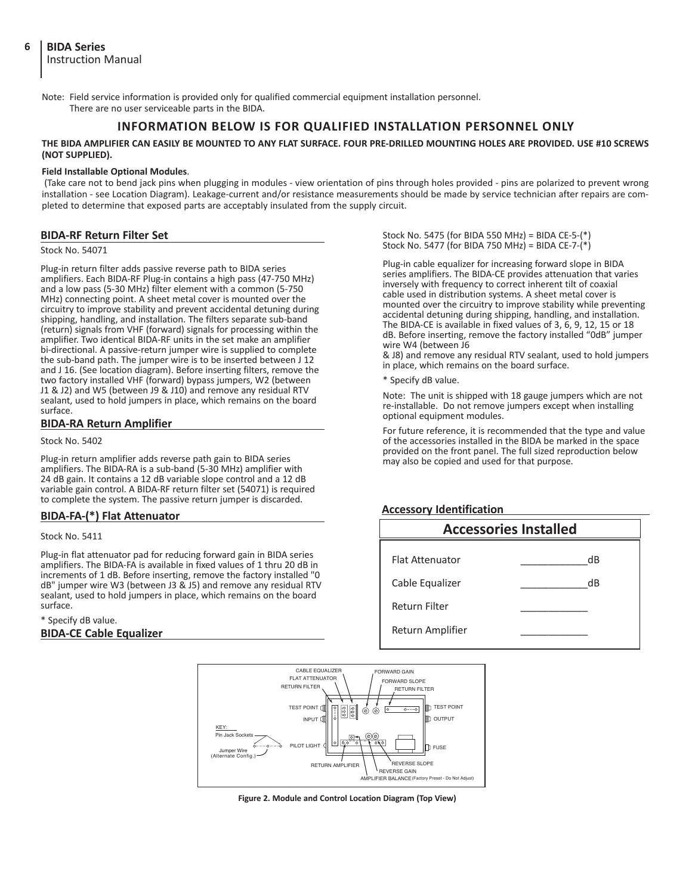Note: Field service information is provided only for qualified commercial equipment installation personnel. There are no user serviceable parts in the BIDA.

## INFORMATION BELOW IS FOR QUALIFIED INSTALLATION PERSONNEL ONLY

**THE BIDA AMPLIFIER CAN EASILY BE MOUNTED TO ANY FLAT SURFACE. FOUR PRE-DRILLED MOUNTING HOLES ARE PROVIDED. USE #10 SCREWS (NOT SUPPLIED).**

**Field Installable Optional Modules**.

(Take care not to bend jack pins when plugging in modules - view orientation of pins through holes provided - pins are polarized to prevent wrong installation - see Location Diagram). Leakage-current and/or resistance measurements should be made by service technician after repairs are completed to determine that exposed parts are acceptably insulated from the supply circuit.

### BIDA-RF Return Filter Set

Stock No. 54071

Plug-in return filter adds passive reverse path to BIDA series amplifiers. Each BIDA-RF Plug-in contains a high pass (47-750 MHz) and a low pass (5-30 MHz) filter element with a common (5-750 MHz) connecting point. A sheet metal cover is mounted over the circuitry to improve stability and prevent accidental detuning during shipping, handling, and installation. The filters separate sub-band (return) signals from VHF (forward) signals for processing within the amplifier. Two identical BIDA-RF units in the set make an amplifier bi-directional. A passive-return jumper wire is supplied to complete the sub-band path. The jumper wire is to be inserted between J 12 and J 16. (See location diagram). Before inserting filters, remove the two factory installed VHF (forward) bypass jumpers, W2 (between J1 & J2) and W5 (between J9 & J10) and remove any residual RTV sealant, used to hold jumpers in place, which remains on the board surface.

### BIDA-RA Return Amplifier

Stock No. 5402

Plug-in return amplifier adds reverse path gain to BIDA series amplifiers. The BIDA-RA is a sub-band (5-30 MHz) amplifier with 24 dB gain. It contains a 12 dB variable slope control and a 12 dB variable gain control. A BIDA-RF return filter set (54071) is required to complete the system. The passive return jumper is discarded.

### BIDA-FA-(*) Flat Attenuator

Stock No. 5411

Plug-in flat attenuator pad for reducing forward gain in BIDA series amplifiers. The BIDA-FA is available in fixed values of 1 thru 20 dB in increments of 1 dB. Before inserting, remove the factory installed "0 dB" jumper wire W3 (between J3 & J5) and remove any residual RTV sealant, used to hold jumpers in place, which remains on the board surface.

* Specify dB value.

### BIDA-CE Cable Equalizer

Stock No. 5475 (for BIDA 550 MHz) = BIDA CE-5-(*)
Stock No. 5477 (for BIDA 750 MHz) = BIDA CE-7-(*)

Plug-in cable equalizer for increasing forward slope in BIDA series amplifiers. The BIDA-CE provides attenuation that varies inversely with frequency to correct inherent tilt of coaxial cable used in distribution systems. A sheet metal cover is mounted over the circuitry to improve stability while preventing accidental detuning during shipping, handling, and installation. The BIDA-CE is available in fixed values of 3, 6, 9, 12, 15 or 18 dB. Before inserting, remove the factory installed "0dB" jumper wire W4 (between J6 & J8) and remove any residual RTV sealant, used to hold jumpers in place, which remains on the board surface.

* Specify dB value.

Note: The unit is shipped with 18 gauge jumpers which are not re-installable. Do not remove jumpers except when installing optional equipment modules.

For future reference, it is recommended that the type and value of the accessories installed in the BIDA be marked in the space provided on the front panel. The full sized reproduction below may also be copied and used for that purpose.

### Accessory Identification

| Accessories Installed | |
|---|---|
| Flat Attenuator | ____________dB |
| Cable Equalizer | ____________dB |
| Return Filter | ____________ |
| Return Amplifier | ____________ |

CABLE EQUALIZER, FLAT ATTENUATOR, RETURN FILTER, FORWARD GAIN, FORWARD SLOPE, RETURN FILTER, TEST POINT, INPUT, TEST POINT, OUTPUT, KEY: Pin Jack Sockets, Jumper Wire (Alternate Config.), PILOT LIGHT, FUSE, RETURN AMPLIFIER, REVERSE SLOPE, REVERSE GAIN, AMPLIFIER BALANCE (Factory Preset - Do Not Adjust)

**Figure 2. Module and Control Location Diagram (Top View)**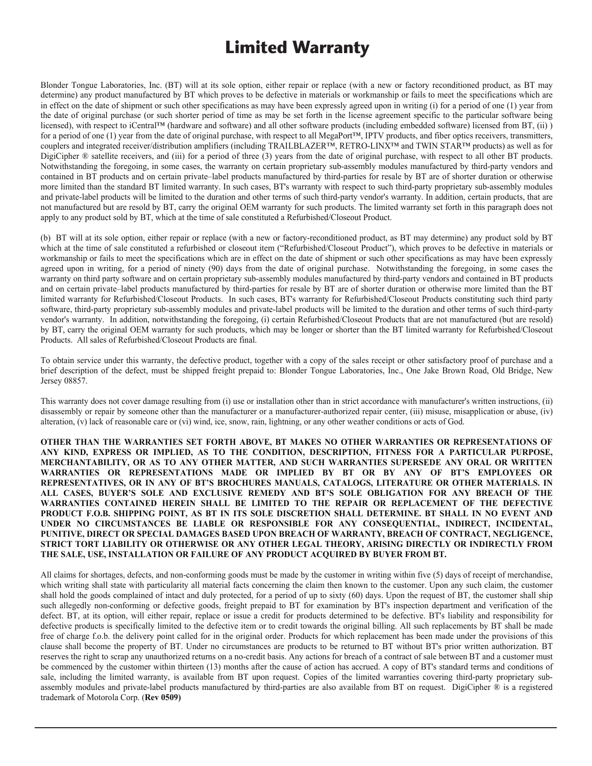# Limited Warranty

Blonder Tongue Laboratories, Inc. (BT) will at its sole option, either repair or replace (with a new or factory reconditioned product, as BT may determine) any product manufactured by BT which proves to be defective in materials or workmanship or fails to meet the specifications which are in effect on the date of shipment or such other specifications as may have been expressly agreed upon in writing (i) for a period of one (1) year from the date of original purchase (or such shorter period of time as may be set forth in the license agreement specific to the particular software being licensed), with respect to iCentral™ (hardware and software) and all other software products (including embedded software) licensed from BT, (ii) ) for a period of one (1) year from the date of original purchase, with respect to all MegaPort™, IPTV products, and fiber optics receivers, transmitters, couplers and integrated receiver/distribution amplifiers (including TRAILBLAZER™, RETRO-LINX™ and TWIN STAR™ products) as well as for DigiCipher ® satellite receivers, and (iii) for a period of three (3) years from the date of original purchase, with respect to all other BT products. Notwithstanding the foregoing, in some cases, the warranty on certain proprietary sub-assembly modules manufactured by third-party vendors and contained in BT products and on certain private–label products manufactured by third-parties for resale by BT are of shorter duration or otherwise more limited than the standard BT limited warranty. In such cases, BT's warranty with respect to such third-party proprietary sub-assembly modules and private-label products will be limited to the duration and other terms of such third-party vendor's warranty. In addition, certain products, that are not manufactured but are resold by BT, carry the original OEM warranty for such products. The limited warranty set forth in this paragraph does not apply to any product sold by BT, which at the time of sale constituted a Refurbished/Closeout Product.

(b) BT will at its sole option, either repair or replace (with a new or factory-reconditioned product, as BT may determine) any product sold by BT which at the time of sale constituted a refurbished or closeout item ("Refurbished/Closeout Product"), which proves to be defective in materials or workmanship or fails to meet the specifications which are in effect on the date of shipment or such other specifications as may have been expressly agreed upon in writing, for a period of ninety (90) days from the date of original purchase. Notwithstanding the foregoing, in some cases the warranty on third party software and on certain proprietary sub-assembly modules manufactured by third-party vendors and contained in BT products and on certain private–label products manufactured by third-parties for resale by BT are of shorter duration or otherwise more limited than the BT limited warranty for Refurbished/Closeout Products. In such cases, BT's warranty for Refurbished/Closeout Products constituting such third party software, third-party proprietary sub-assembly modules and private-label products will be limited to the duration and other terms of such third-party vendor's warranty. In addition, notwithstanding the foregoing, (i) certain Refurbished/Closeout Products that are not manufactured (but are resold) by BT, carry the original OEM warranty for such products, which may be longer or shorter than the BT limited warranty for Refurbished/Closeout Products. All sales of Refurbished/Closeout Products are final.

To obtain service under this warranty, the defective product, together with a copy of the sales receipt or other satisfactory proof of purchase and a brief description of the defect, must be shipped freight prepaid to: Blonder Tongue Laboratories, Inc., One Jake Brown Road, Old Bridge, New Jersey 08857.

This warranty does not cover damage resulting from (i) use or installation other than in strict accordance with manufacturer's written instructions, (ii) disassembly or repair by someone other than the manufacturer or a manufacturer-authorized repair center, (iii) misuse, misapplication or abuse, (iv) alteration, (v) lack of reasonable care or (vi) wind, ice, snow, rain, lightning, or any other weather conditions or acts of God.

**OTHER THAN THE WARRANTIES SET FORTH ABOVE, BT MAKES NO OTHER WARRANTIES OR REPRESENTATIONS OF ANY KIND, EXPRESS OR IMPLIED, AS TO THE CONDITION, DESCRIPTION, FITNESS FOR A PARTICULAR PURPOSE, MERCHANTABILITY, OR AS TO ANY OTHER MATTER, AND SUCH WARRANTIES SUPERSEDE ANY ORAL OR WRITTEN WARRANTIES OR REPRESENTATIONS MADE OR IMPLIED BY BT OR BY ANY OF BT'S EMPLOYEES OR REPRESENTATIVES, OR IN ANY OF BT'S BROCHURES MANUALS, CATALOGS, LITERATURE OR OTHER MATERIALS. IN ALL CASES, BUYER'S SOLE AND EXCLUSIVE REMEDY AND BT'S SOLE OBLIGATION FOR ANY BREACH OF THE WARRANTIES CONTAINED HEREIN SHALL BE LIMITED TO THE REPAIR OR REPLACEMENT OF THE DEFECTIVE PRODUCT F.O.B. SHIPPING POINT, AS BT IN ITS SOLE DISCRETION SHALL DETERMINE. BT SHALL IN NO EVENT AND UNDER NO CIRCUMSTANCES BE LIABLE OR RESPONSIBLE FOR ANY CONSEQUENTIAL, INDIRECT, INCIDENTAL, PUNITIVE, DIRECT OR SPECIAL DAMAGES BASED UPON BREACH OF WARRANTY, BREACH OF CONTRACT, NEGLIGENCE, STRICT TORT LIABILITY OR OTHERWISE OR ANY OTHER LEGAL THEORY, ARISING DIRECTLY OR INDIRECTLY FROM THE SALE, USE, INSTALLATION OR FAILURE OF ANY PRODUCT ACQUIRED BY BUYER FROM BT.**

All claims for shortages, defects, and non-conforming goods must be made by the customer in writing within five (5) days of receipt of merchandise, which writing shall state with particularity all material facts concerning the claim then known to the customer. Upon any such claim, the customer shall hold the goods complained of intact and duly protected, for a period of up to sixty (60) days. Upon the request of BT, the customer shall ship such allegedly non-conforming or defective goods, freight prepaid to BT for examination by BT's inspection department and verification of the defect. BT, at its option, will either repair, replace or issue a credit for products determined to be defective. BT's liability and responsibility for defective products is specifically limited to the defective item or to credit towards the original billing. All such replacements by BT shall be made free of charge f.o.b. the delivery point called for in the original order. Products for which replacement has been made under the provisions of this clause shall become the property of BT. Under no circumstances are products to be returned to BT without BT's prior written authorization. BT reserves the right to scrap any unauthorized returns on a no-credit basis. Any actions for breach of a contract of sale between BT and a customer must be commenced by the customer within thirteen (13) months after the cause of action has accrued. A copy of BT's standard terms and conditions of sale, including the limited warranty, is available from BT upon request. Copies of the limited warranties covering third-party proprietary sub-assembly modules and private-label products manufactured by third-parties are also available from BT on request. DigiCipher ® is a registered trademark of Motorola Corp. (**Rev 0509)**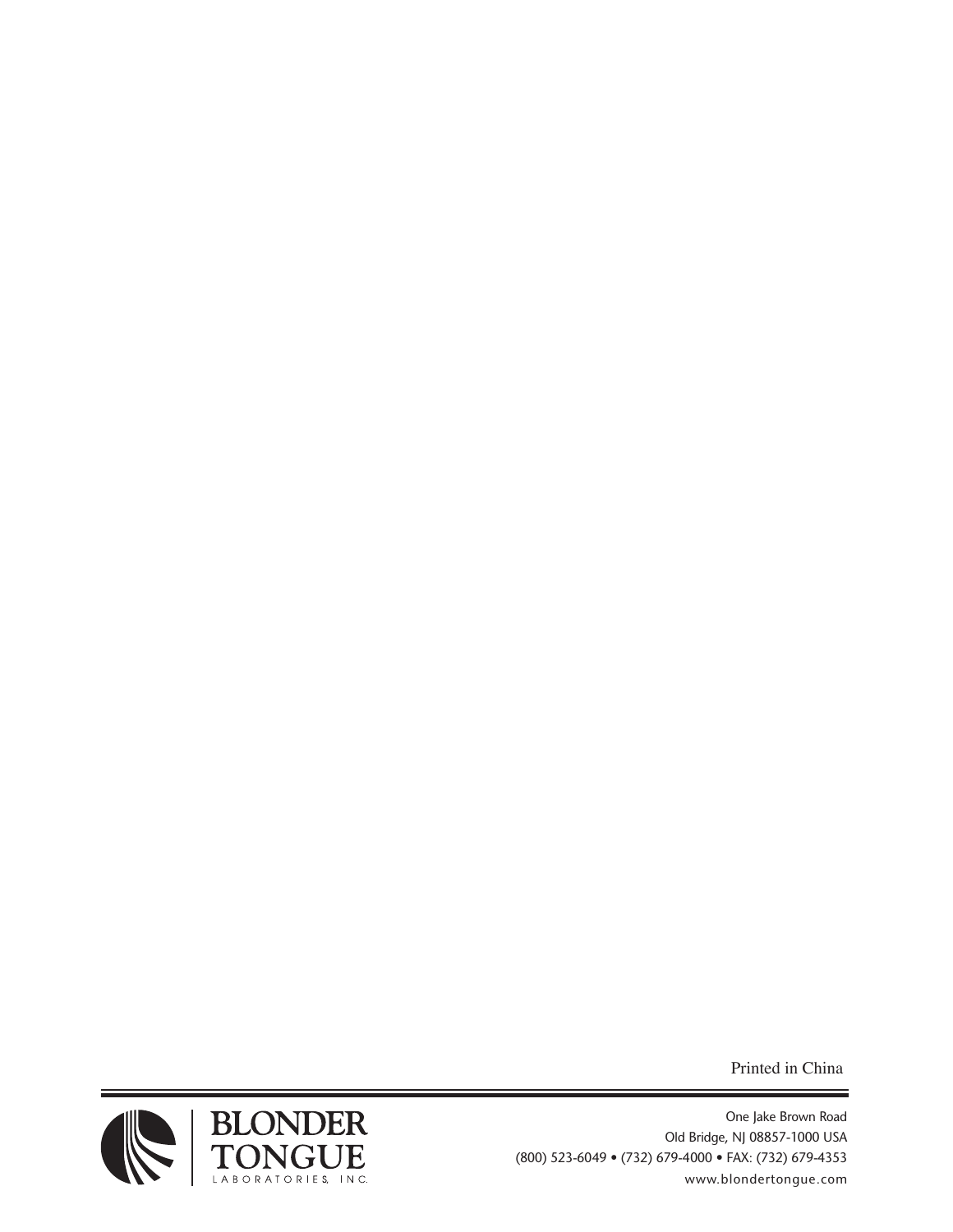Printed in China

BLONDER TONGUE LABORATORIES, INC.

One Jake Brown Road
Old Bridge, NJ 08857-1000 USA
(800) 523-6049 • (732) 679-4000 • FAX: (732) 679-4353
www.blondertongue.com